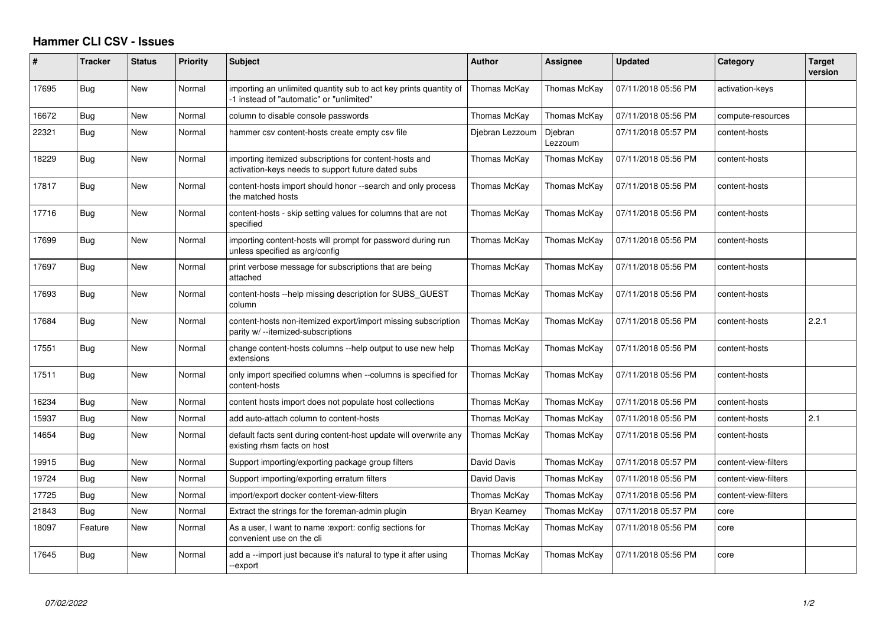# Hammer CLI CSV - Issues

| # | Tracker | Status | Priority | Subject | Author | Assignee | Updated | Category | Target version |
|---|---|---|---|---|---|---|---|---|---|
| 17695 | Bug | New | Normal | importing an unlimited quantity sub to act key prints quantity of -1 instead of "automatic" or "unlimited" | Thomas McKay | Thomas McKay | 07/11/2018 05:56 PM | activation-keys | |
| 16672 | Bug | New | Normal | column to disable console passwords | Thomas McKay | Thomas McKay | 07/11/2018 05:56 PM | compute-resources | |
| 22321 | Bug | New | Normal | hammer csv content-hosts create empty csv file | Djebran Lezzoum | Djebran Lezzoum | 07/11/2018 05:57 PM | content-hosts | |
| 18229 | Bug | New | Normal | importing itemized subscriptions for content-hosts and activation-keys needs to support future dated subs | Thomas McKay | Thomas McKay | 07/11/2018 05:56 PM | content-hosts | |
| 17817 | Bug | New | Normal | content-hosts import should honor --search and only process the matched hosts | Thomas McKay | Thomas McKay | 07/11/2018 05:56 PM | content-hosts | |
| 17716 | Bug | New | Normal | content-hosts - skip setting values for columns that are not specified | Thomas McKay | Thomas McKay | 07/11/2018 05:56 PM | content-hosts | |
| 17699 | Bug | New | Normal | importing content-hosts will prompt for password during run unless specified as arg/config | Thomas McKay | Thomas McKay | 07/11/2018 05:56 PM | content-hosts | |
| 17697 | Bug | New | Normal | print verbose message for subscriptions that are being attached | Thomas McKay | Thomas McKay | 07/11/2018 05:56 PM | content-hosts | |
| 17693 | Bug | New | Normal | content-hosts --help missing description for SUBS_GUEST column | Thomas McKay | Thomas McKay | 07/11/2018 05:56 PM | content-hosts | |
| 17684 | Bug | New | Normal | content-hosts non-itemized export/import missing subscription parity w/ --itemized-subscriptions | Thomas McKay | Thomas McKay | 07/11/2018 05:56 PM | content-hosts | 2.2.1 |
| 17551 | Bug | New | Normal | change content-hosts columns --help output to use new help extensions | Thomas McKay | Thomas McKay | 07/11/2018 05:56 PM | content-hosts | |
| 17511 | Bug | New | Normal | only import specified columns when --columns is specified for content-hosts | Thomas McKay | Thomas McKay | 07/11/2018 05:56 PM | content-hosts | |
| 16234 | Bug | New | Normal | content hosts import does not populate host collections | Thomas McKay | Thomas McKay | 07/11/2018 05:56 PM | content-hosts | |
| 15937 | Bug | New | Normal | add auto-attach column to content-hosts | Thomas McKay | Thomas McKay | 07/11/2018 05:56 PM | content-hosts | 2.1 |
| 14654 | Bug | New | Normal | default facts sent during content-host update will overwrite any existing rhsm facts on host | Thomas McKay | Thomas McKay | 07/11/2018 05:56 PM | content-hosts | |
| 19915 | Bug | New | Normal | Support importing/exporting package group filters | David Davis | Thomas McKay | 07/11/2018 05:57 PM | content-view-filters | |
| 19724 | Bug | New | Normal | Support importing/exporting erratum filters | David Davis | Thomas McKay | 07/11/2018 05:56 PM | content-view-filters | |
| 17725 | Bug | New | Normal | import/export docker content-view-filters | Thomas McKay | Thomas McKay | 07/11/2018 05:56 PM | content-view-filters | |
| 21843 | Bug | New | Normal | Extract the strings for the foreman-admin plugin | Bryan Kearney | Thomas McKay | 07/11/2018 05:57 PM | core | |
| 18097 | Feature | New | Normal | As a user, I want to name :export: config sections for convenient use on the cli | Thomas McKay | Thomas McKay | 07/11/2018 05:56 PM | core | |
| 17645 | Bug | New | Normal | add a --import just because it's natural to type it after using --export | Thomas McKay | Thomas McKay | 07/11/2018 05:56 PM | core | |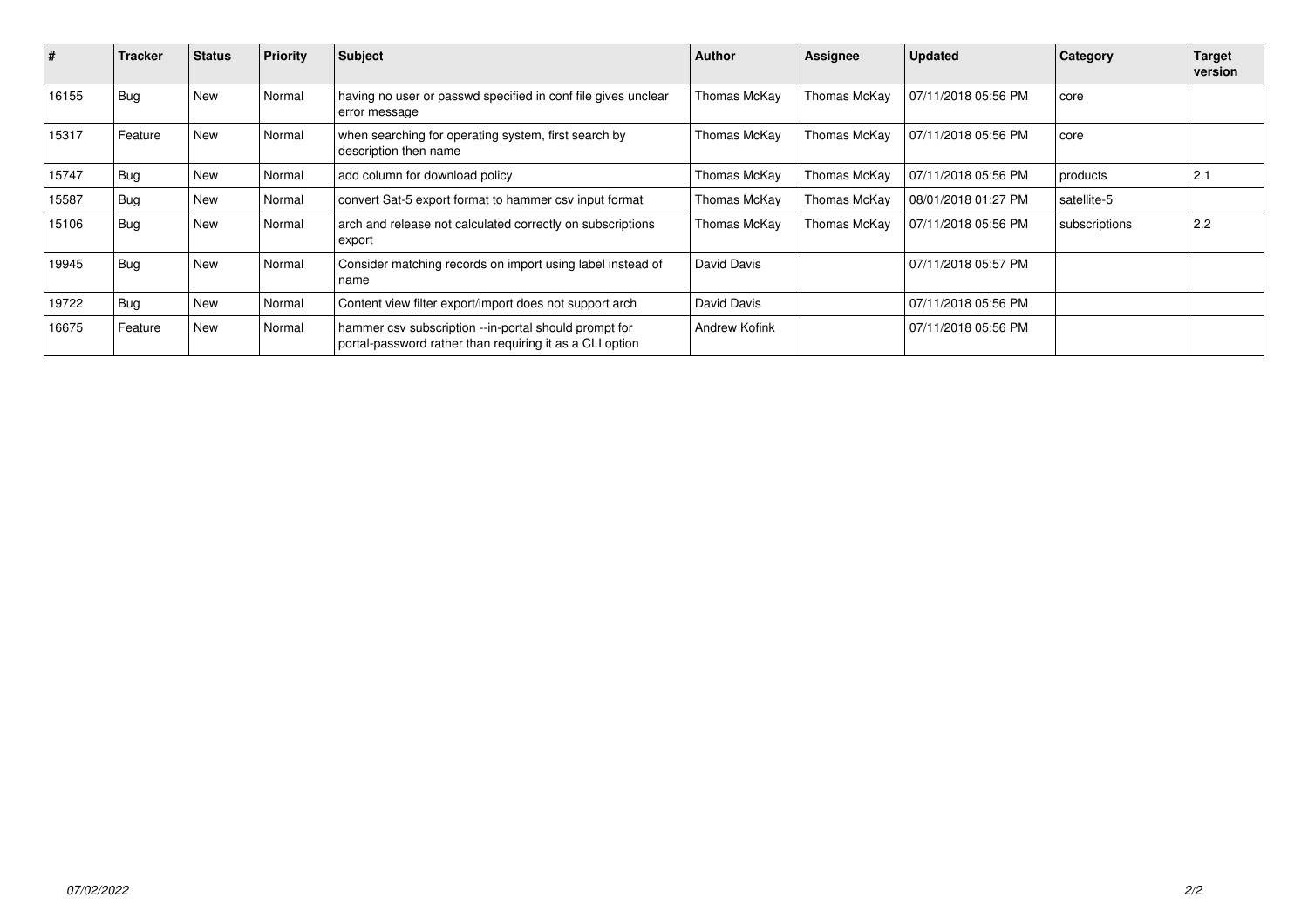| # | Tracker | Status | Priority | Subject | Author | Assignee | Updated | Category | Target version |
|---|---|---|---|---|---|---|---|---|---|
| 16155 | Bug | New | Normal | having no user or passwd specified in conf file gives unclear error message | Thomas McKay | Thomas McKay | 07/11/2018 05:56 PM | core | |
| 15317 | Feature | New | Normal | when searching for operating system, first search by description then name | Thomas McKay | Thomas McKay | 07/11/2018 05:56 PM | core | |
| 15747 | Bug | New | Normal | add column for download policy | Thomas McKay | Thomas McKay | 07/11/2018 05:56 PM | products | 2.1 |
| 15587 | Bug | New | Normal | convert Sat-5 export format to hammer csv input format | Thomas McKay | Thomas McKay | 08/01/2018 01:27 PM | satellite-5 | |
| 15106 | Bug | New | Normal | arch and release not calculated correctly on subscriptions export | Thomas McKay | Thomas McKay | 07/11/2018 05:56 PM | subscriptions | 2.2 |
| 19945 | Bug | New | Normal | Consider matching records on import using label instead of name | David Davis | | 07/11/2018 05:57 PM | | |
| 19722 | Bug | New | Normal | Content view filter export/import does not support arch | David Davis | | 07/11/2018 05:56 PM | | |
| 16675 | Feature | New | Normal | hammer csv subscription --in-portal should prompt for portal-password rather than requiring it as a CLI option | Andrew Kofink | | 07/11/2018 05:56 PM | | |